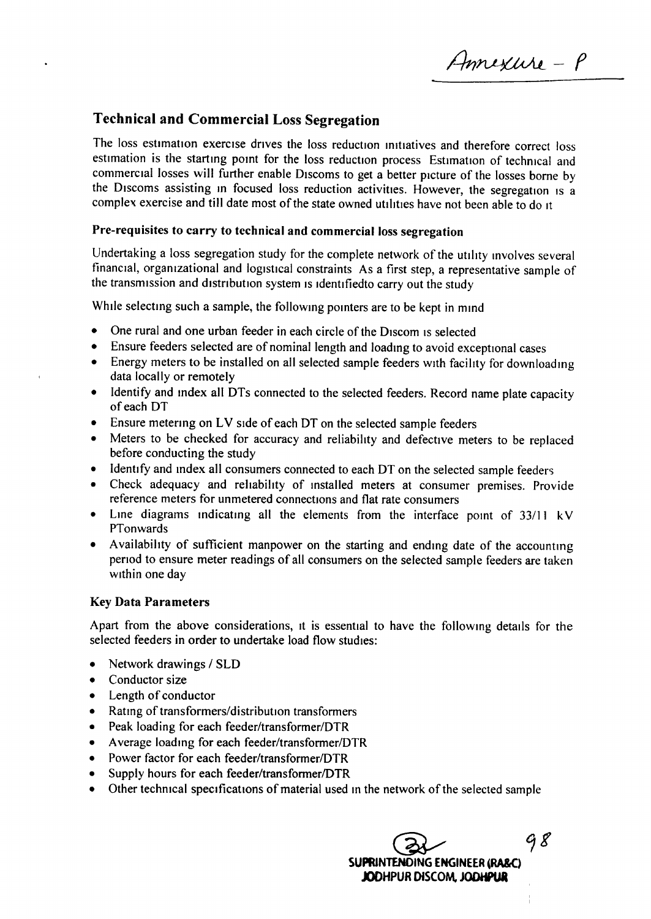Annexure – P

## Technical and Commercial Loss Segregation

The loss estimation exercise drives the loss reduction initiatives and therefore correct loss estimation is the starting point for the loss reduction process Estimation of technical and commercial losses will further enable Discoms to get a better picture of the losses borne by the Discoms assisting in focused loss reduction activities. However, the segregation is a complex exercise and till date most of the state owned utilities have not been able to do it

### Pre-requisites to carry to technical and commercial loss segregation

Undertaking a loss segregation study for the complete network of the utility involves several financial, organizational and logistical constraints As a first step, a representative sample of the transmission and distribution system is identifiedto carry out the study

While selecting such a sample, the following pointers are to be kept in mind

- One rural and one urban feeder in each circle of the Discom is selected
- Ensure feeders selected are of nominal length and loading to avoid exceptional cases
- Energy meters to be installed on all selected sample feeders with facility for downloading data locally or remotely
- Identify and index all DTs connected to the selected feeders. Record name plate capacity of each DT
- Ensure metering on LV side of each DT on the selected sample feeders
- Meters to be checked for accuracy and reliability and defective meters to be replaced before conducting the study
- Identify and index all consumers connected to each DT on the selected sample feeders
- Check adequacy and reliability of installed meters at consumer premises. Provide reference meters for unmetered connections and flat rate consumers
- Line diagrams indicating all the elements from the interface point of 33/11 kV PTonwards
- Availability of sufficient manpower on the starting and ending date of the accounting period to ensure meter readings of all consumers on the selected sample feeders are taken within one day

### Key Data Parameters

Apart from the above considerations, it is essential to have the following details for the selected feeders in order to undertake load flow studies:

- Network drawings / SLD
- Conductor size
- Length of conductor
- Rating of transformers/distribution transformers
- Peak loading for each feeder/transformer/DTR
- Average loading for each feeder/transformer/DTR
- Power factor for each feeder/transformer/DTR
- Supply hours for each feeder/transformer/DTR
- Other technical specifications of material used in the network of the selected sample

SUPRINTENDING ENGINEER (RA&C)
JODHPUR DISCOM, JODHPUR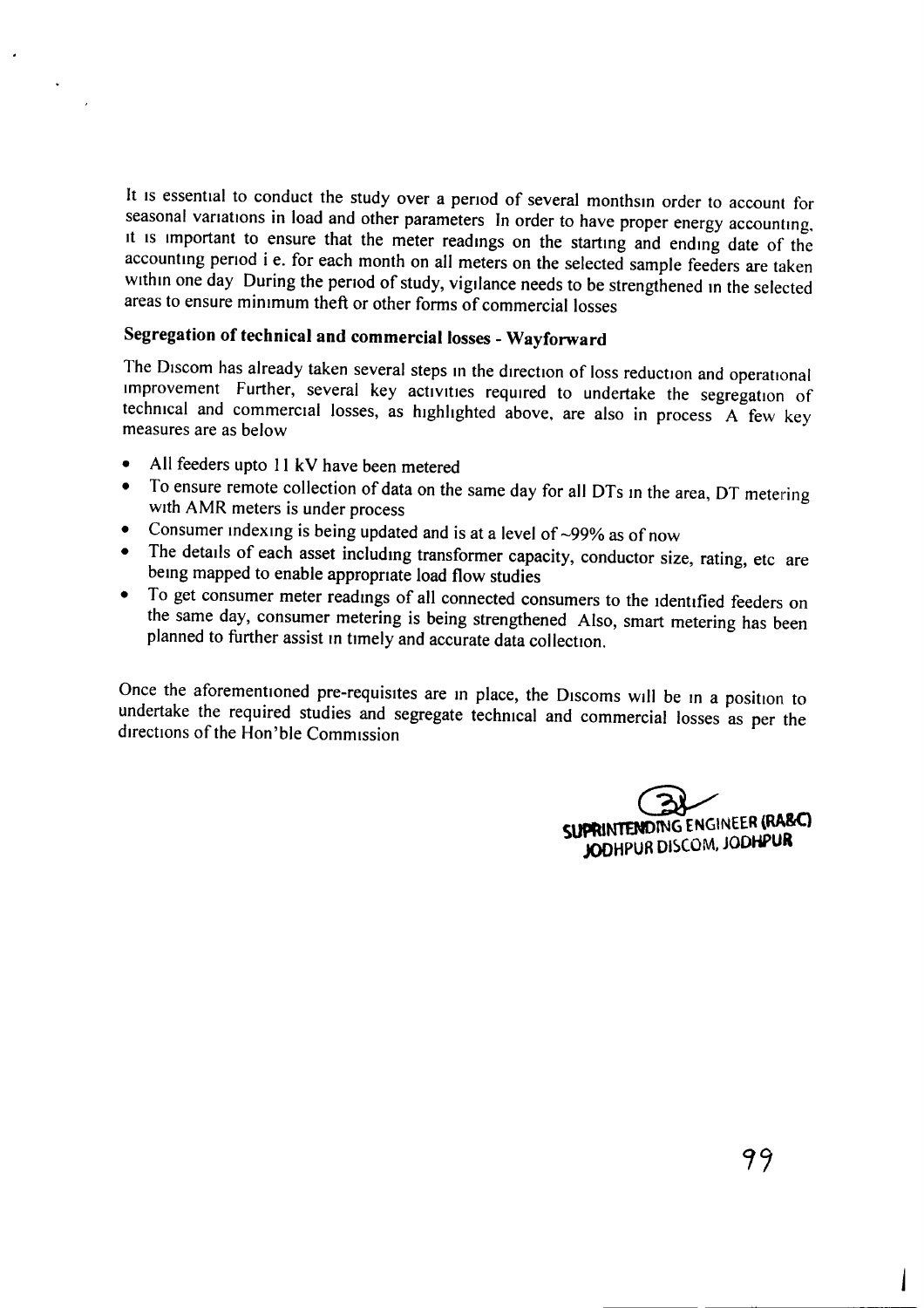It is essential to conduct the study over a period of several monthsin order to account for seasonal variations in load and other parameters In order to have proper energy accounting, it is important to ensure that the meter readings on the starting and ending date of the accounting period i e. for each month on all meters on the selected sample feeders are taken within one day During the period of study, vigilance needs to be strengthened in the selected areas to ensure minimum theft or other forms of commercial losses

**Segregation of technical and commercial losses - Wayforward**

The Discom has already taken several steps in the direction of loss reduction and operational improvement Further, several key activities required to undertake the segregation of technical and commercial losses, as highlighted above, are also in process A few key measures are as below

- All feeders upto 11 kV have been metered
- To ensure remote collection of data on the same day for all DTs in the area, DT metering with AMR meters is under process
- Consumer indexing is being updated and is at a level of ~99% as of now
- The details of each asset including transformer capacity, conductor size, rating, etc are being mapped to enable appropriate load flow studies
- To get consumer meter readings of all connected consumers to the identified feeders on the same day, consumer metering is being strengthened Also, smart metering has been planned to further assist in timely and accurate data collection.

Once the aforementioned pre-requisites are in place, the Discoms will be in a position to undertake the required studies and segregate technical and commercial losses as per the directions of the Hon'ble Commission

SUPERINTENDING ENGINEER (RA&C)
JODHPUR DISCOM, JODHPUR